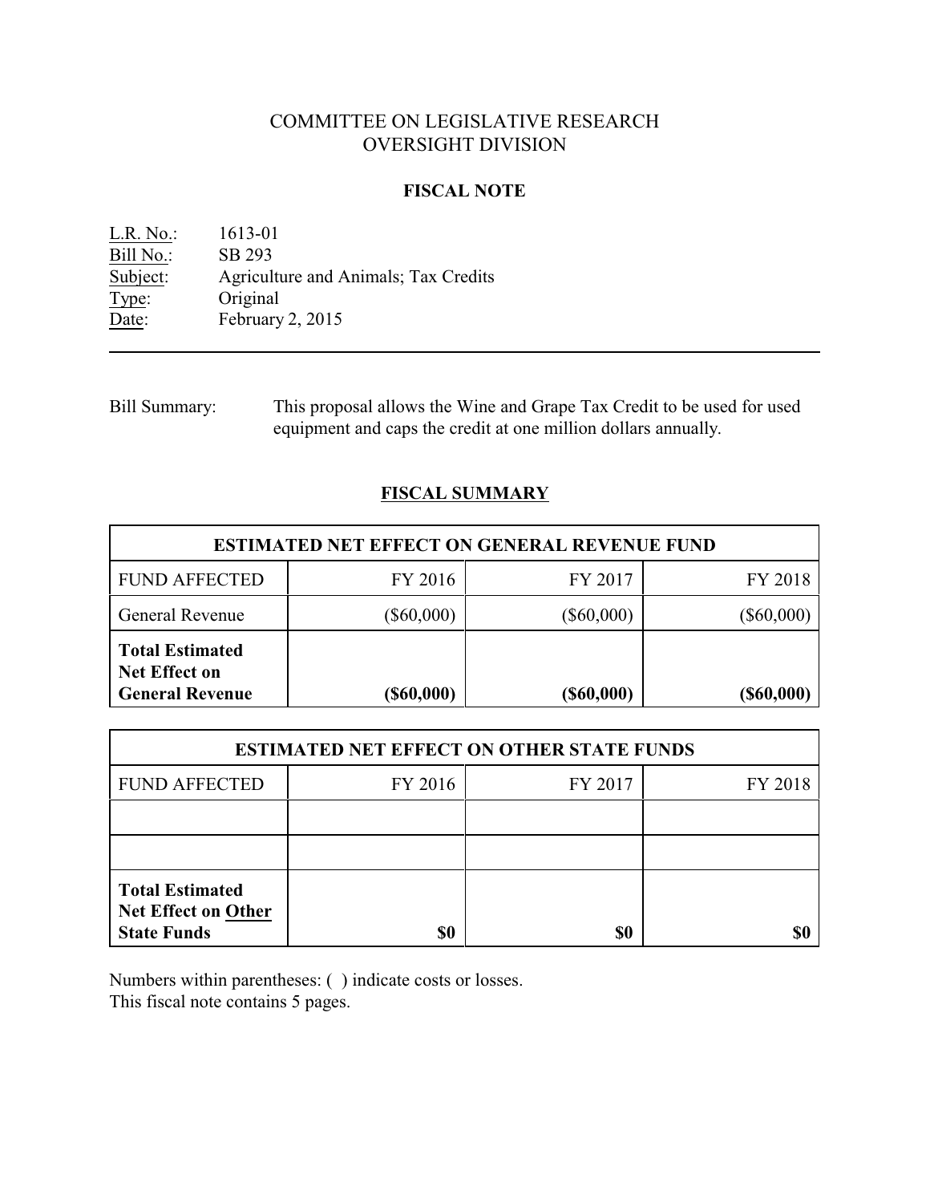# COMMITTEE ON LEGISLATIVE RESEARCH
# OVERSIGHT DIVISION

## FISCAL NOTE

L.R. No.: 1613-01
Bill No.: SB 293
Subject: Agriculture and Animals; Tax Credits
Type: Original
Date: February 2, 2015

---

Bill Summary: This proposal allows the Wine and Grape Tax Credit to be used for used equipment and caps the credit at one million dollars annually.

## FISCAL SUMMARY

| ESTIMATED NET EFFECT ON GENERAL REVENUE FUND | | | |
|---|---|---|---|
| FUND AFFECTED | FY 2016 | FY 2017 | FY 2018 |
| General Revenue | ($60,000) | ($60,000) | ($60,000) |
| **Total Estimated Net Effect on General Revenue** | **($60,000)** | **($60,000)** | **($60,000)** |

| ESTIMATED NET EFFECT ON OTHER STATE FUNDS | | | |
|---|---|---|---|
| FUND AFFECTED | FY 2016 | FY 2017 | FY 2018 |
| | | | |
| | | | |
| **Total Estimated Net Effect on Other State Funds** | **$0** | **$0** | **$0** |

Numbers within parentheses: ( ) indicate costs or losses.
This fiscal note contains 5 pages.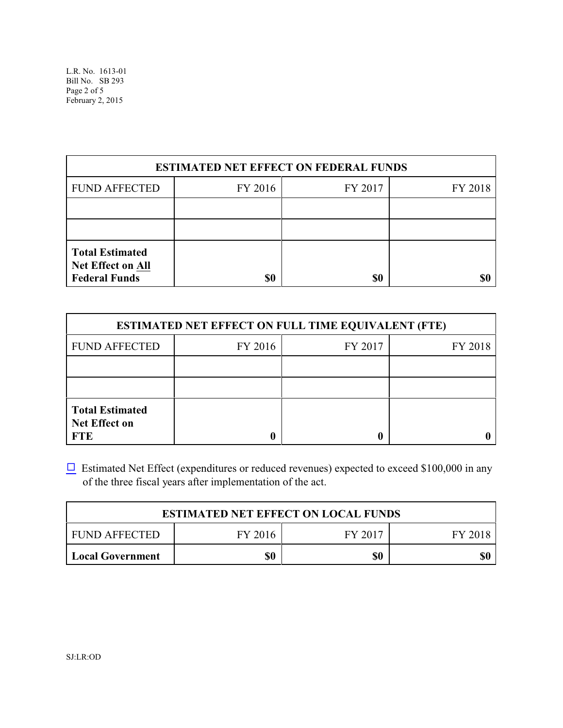| ESTIMATED NET EFFECT ON FEDERAL FUNDS | | | |
|---|---|---|---|
| FUND AFFECTED | FY 2016 | FY 2017 | FY 2018 |
| | | | |
| | | | |
| **Total Estimated Net Effect on All Federal Funds** | **$0** | **$0** | **$0** |

| ESTIMATED NET EFFECT ON FULL TIME EQUIVALENT (FTE) | | | |
|---|---|---|---|
| FUND AFFECTED | FY 2016 | FY 2017 | FY 2018 |
| | | | |
| | | | |
| **Total Estimated Net Effect on FTE** | **0** | **0** | **0** |

☐ Estimated Net Effect (expenditures or reduced revenues) expected to exceed $100,000 in any of the three fiscal years after implementation of the act.

| ESTIMATED NET EFFECT ON LOCAL FUNDS | | | |
|---|---|---|---|
| FUND AFFECTED | FY 2016 | FY 2017 | FY 2018 |
| **Local Government** | **$0** | **$0** | **$0** |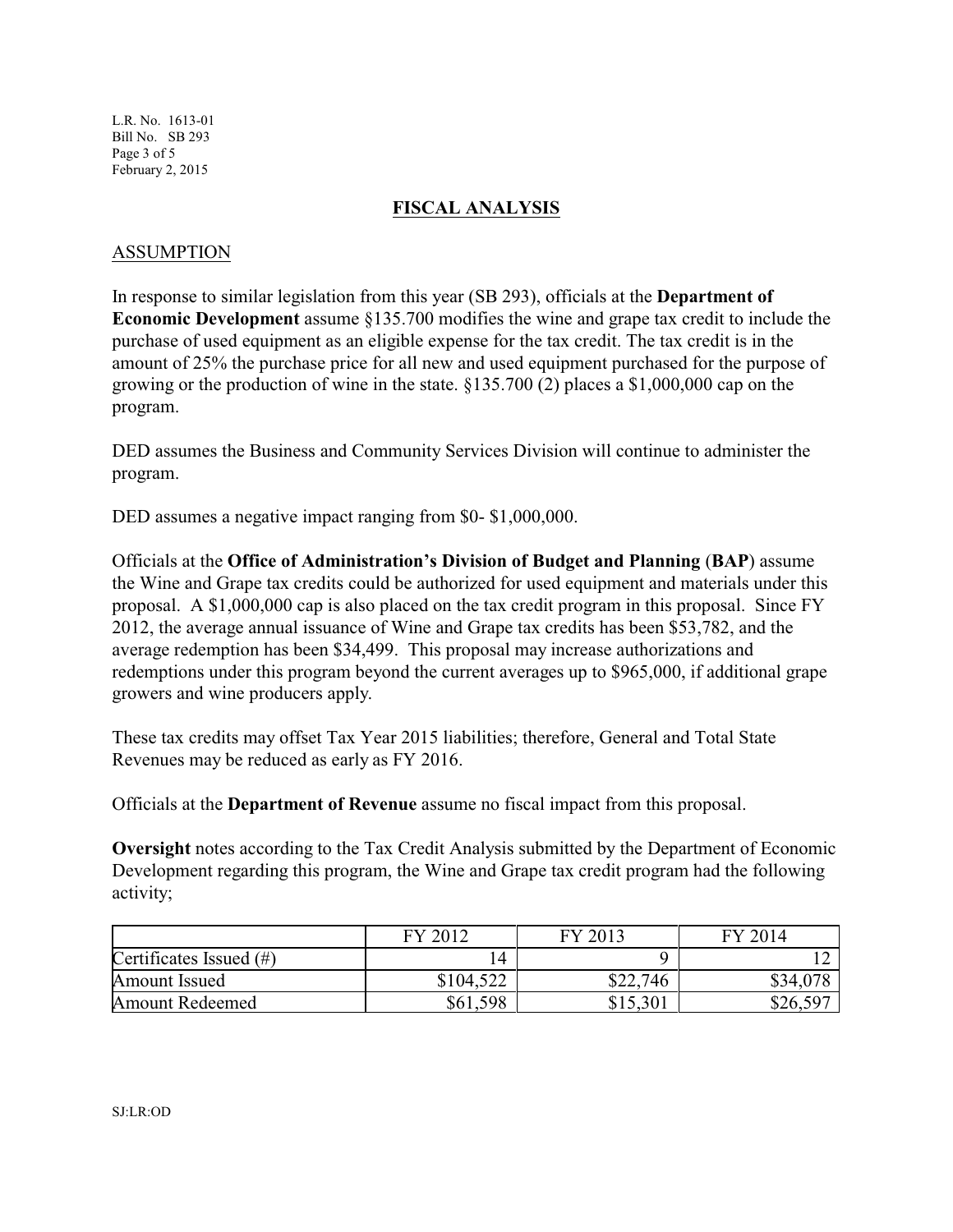## FISCAL ANALYSIS

### ASSUMPTION

In response to similar legislation from this year (SB 293), officials at the **Department of Economic Development** assume §135.700 modifies the wine and grape tax credit to include the purchase of used equipment as an eligible expense for the tax credit. The tax credit is in the amount of 25% the purchase price for all new and used equipment purchased for the purpose of growing or the production of wine in the state. §135.700 (2) places a $1,000,000 cap on the program.

DED assumes the Business and Community Services Division will continue to administer the program.

DED assumes a negative impact ranging from $0- $1,000,000.

Officials at the **Office of Administration's Division of Budget and Planning** (**BAP**) assume the Wine and Grape tax credits could be authorized for used equipment and materials under this proposal. A $1,000,000 cap is also placed on the tax credit program in this proposal. Since FY 2012, the average annual issuance of Wine and Grape tax credits has been $53,782, and the average redemption has been $34,499. This proposal may increase authorizations and redemptions under this program beyond the current averages up to $965,000, if additional grape growers and wine producers apply.

These tax credits may offset Tax Year 2015 liabilities; therefore, General and Total State Revenues may be reduced as early as FY 2016.

Officials at the **Department of Revenue** assume no fiscal impact from this proposal.

**Oversight** notes according to the Tax Credit Analysis submitted by the Department of Economic Development regarding this program, the Wine and Grape tax credit program had the following activity;

| | FY 2012 | FY 2013 | FY 2014 |
|---|---|---|---|
| Certificates Issued (#) | 14 | 9 | 12 |
| Amount Issued | $104,522 | $22,746 | $34,078 |
| Amount Redeemed | $61,598 | $15,301 | $26,597 |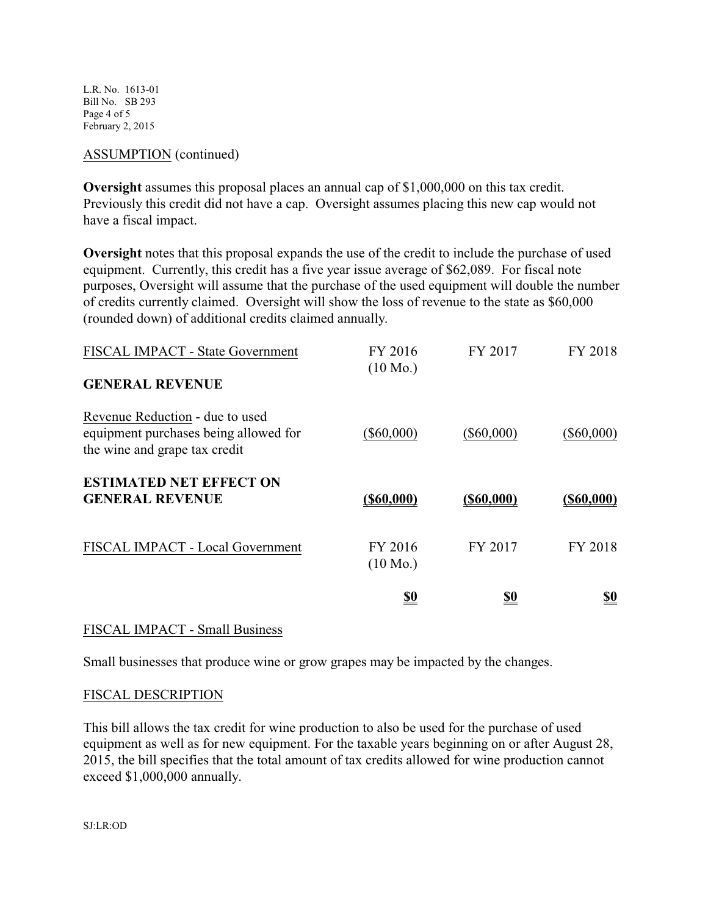ASSUMPTION (continued)

**Oversight** assumes this proposal places an annual cap of $1,000,000 on this tax credit. Previously this credit did not have a cap. Oversight assumes placing this new cap would not have a fiscal impact.

**Oversight** notes that this proposal expands the use of the credit to include the purchase of used equipment. Currently, this credit has a five year issue average of $62,089. For fiscal note purposes, Oversight will assume that the purchase of the used equipment will double the number of credits currently claimed. Oversight will show the loss of revenue to the state as $60,000 (rounded down) of additional credits claimed annually.

| FISCAL IMPACT - State Government | FY 2016 (10 Mo.) | FY 2017 | FY 2018 |
|---|---|---|---|
| **GENERAL REVENUE** | | | |
| Revenue Reduction - due to used equipment purchases being allowed for the wine and grape tax credit | ($60,000) | ($60,000) | ($60,000) |
| **ESTIMATED NET EFFECT ON GENERAL REVENUE** | **($60,000)** | **($60,000)** | **($60,000)** |

| FISCAL IMPACT - Local Government | FY 2016 (10 Mo.) | FY 2017 | FY 2018 |
|---|---|---|---|
| | **$0** | **$0** | **$0** |

FISCAL IMPACT - Small Business

Small businesses that produce wine or grow grapes may be impacted by the changes.

FISCAL DESCRIPTION

This bill allows the tax credit for wine production to also be used for the purchase of used equipment as well as for new equipment. For the taxable years beginning on or after August 28, 2015, the bill specifies that the total amount of tax credits allowed for wine production cannot exceed $1,000,000 annually.

SJ:LR:OD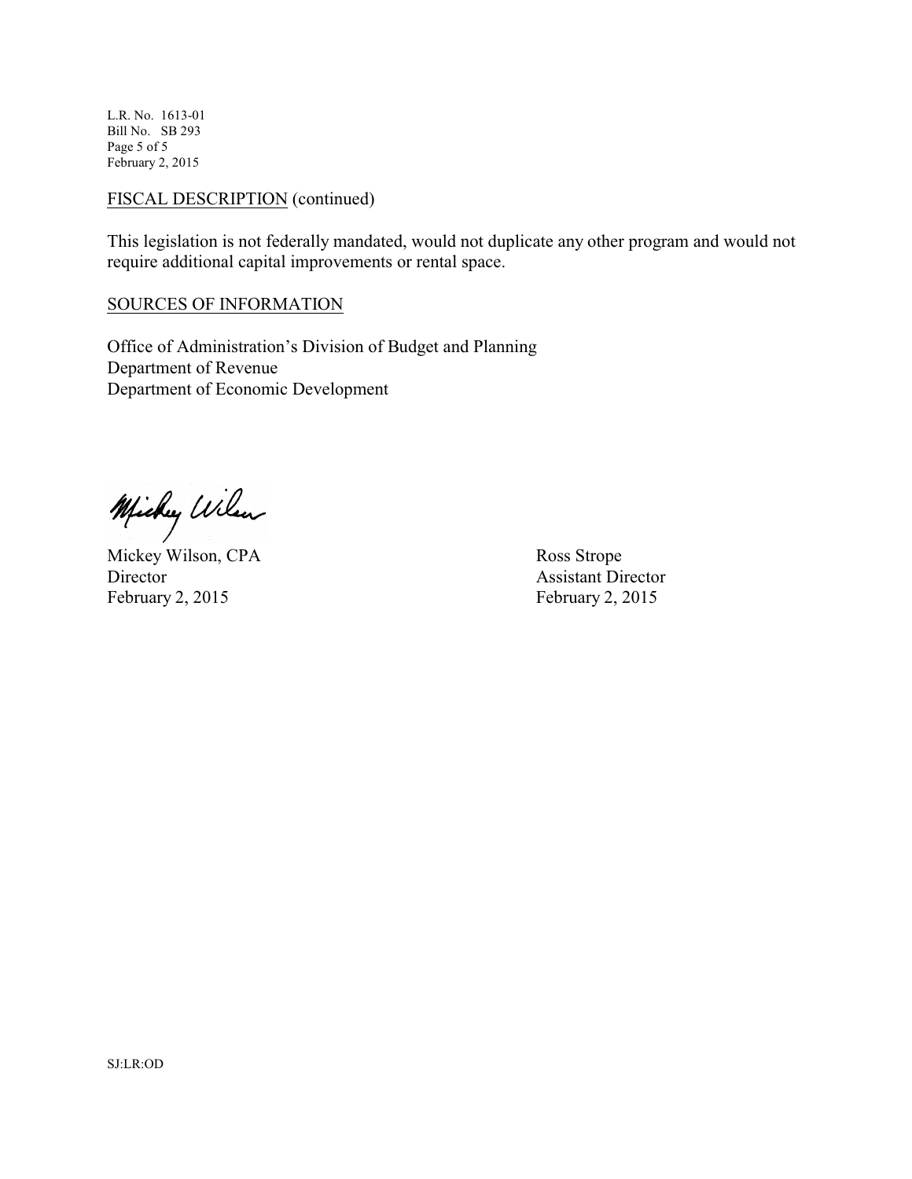FISCAL DESCRIPTION (continued)

This legislation is not federally mandated, would not duplicate any other program and would not require additional capital improvements or rental space.

SOURCES OF INFORMATION

Office of Administration's Division of Budget and Planning
Department of Revenue
Department of Economic Development

Mickey Wilson, CPA
Director
February 2, 2015

Ross Strope
Assistant Director
February 2, 2015

SJ:LR:OD